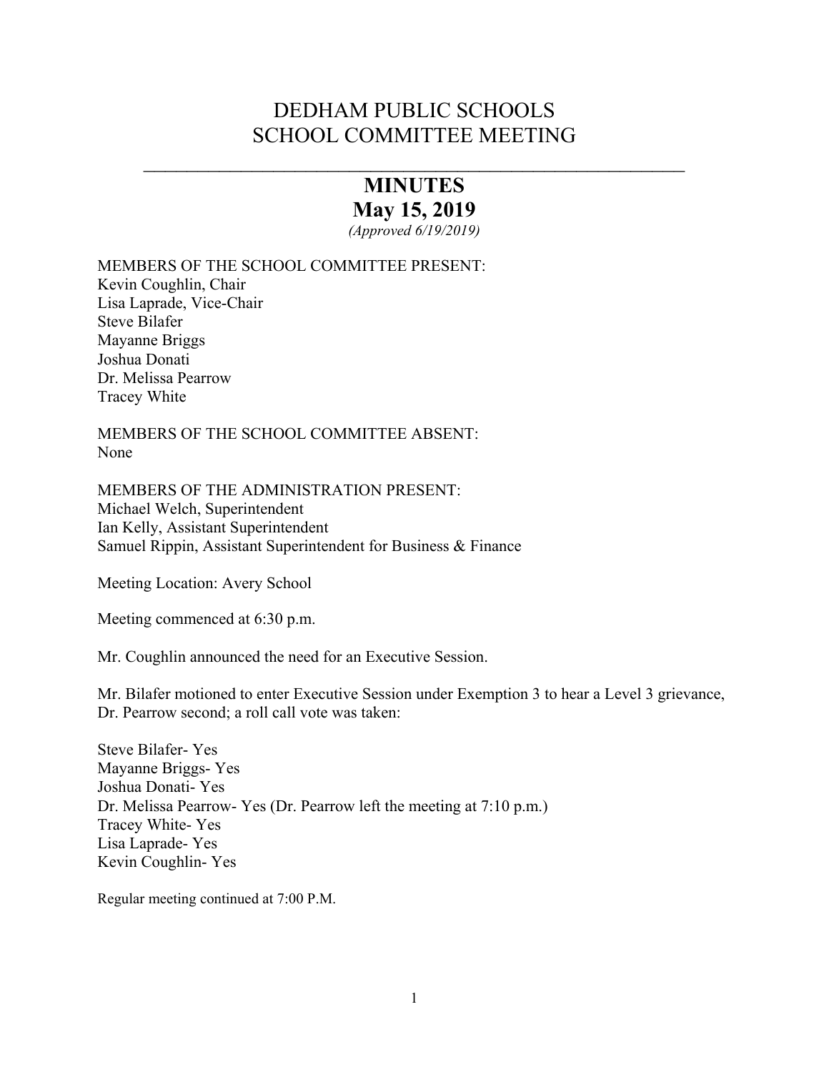# DEDHAM PUBLIC SCHOOLS
# SCHOOL COMMITTEE MEETING

---

## MINUTES
## May 15, 2019

*(Approved 6/19/2019)*

MEMBERS OF THE SCHOOL COMMITTEE PRESENT:
Kevin Coughlin, Chair
Lisa Laprade, Vice-Chair
Steve Bilafer
Mayanne Briggs
Joshua Donati
Dr. Melissa Pearrow
Tracey White

MEMBERS OF THE SCHOOL COMMITTEE ABSENT:
None

MEMBERS OF THE ADMINISTRATION PRESENT:
Michael Welch, Superintendent
Ian Kelly, Assistant Superintendent
Samuel Rippin, Assistant Superintendent for Business & Finance

Meeting Location: Avery School

Meeting commenced at 6:30 p.m.

Mr. Coughlin announced the need for an Executive Session.

Mr. Bilafer motioned to enter Executive Session under Exemption 3 to hear a Level 3 grievance, Dr. Pearrow second; a roll call vote was taken:

Steve Bilafer- Yes
Mayanne Briggs- Yes
Joshua Donati- Yes
Dr. Melissa Pearrow- Yes (Dr. Pearrow left the meeting at 7:10 p.m.)
Tracey White- Yes
Lisa Laprade- Yes
Kevin Coughlin- Yes

Regular meeting continued at 7:00 P.M.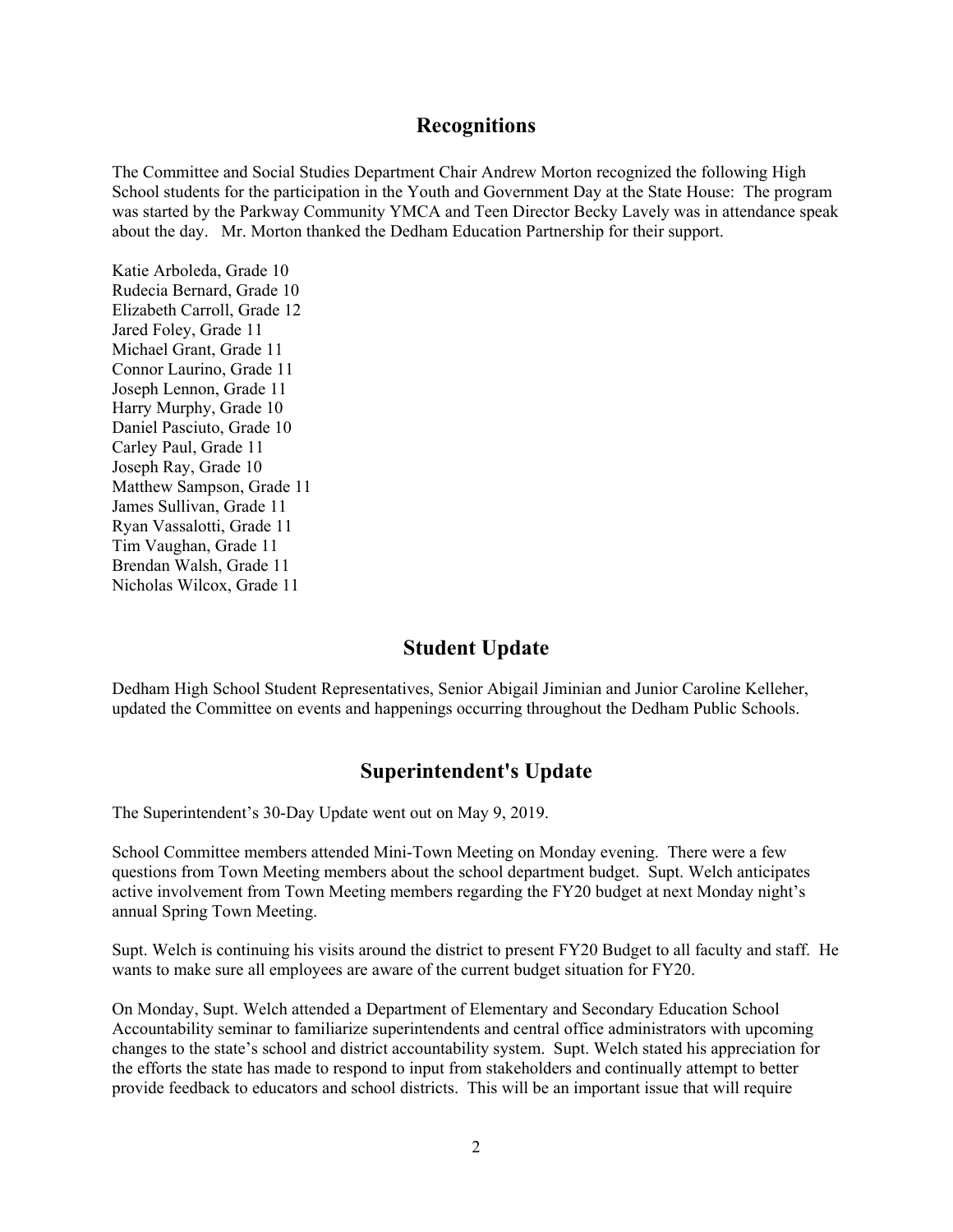## Recognitions

The Committee and Social Studies Department Chair Andrew Morton recognized the following High School students for the participation in the Youth and Government Day at the State House: The program was started by the Parkway Community YMCA and Teen Director Becky Lavely was in attendance speak about the day. Mr. Morton thanked the Dedham Education Partnership for their support.

Katie Arboleda, Grade 10
Rudecia Bernard, Grade 10
Elizabeth Carroll, Grade 12
Jared Foley, Grade 11
Michael Grant, Grade 11
Connor Laurino, Grade 11
Joseph Lennon, Grade 11
Harry Murphy, Grade 10
Daniel Pasciuto, Grade 10
Carley Paul, Grade 11
Joseph Ray, Grade 10
Matthew Sampson, Grade 11
James Sullivan, Grade 11
Ryan Vassalotti, Grade 11
Tim Vaughan, Grade 11
Brendan Walsh, Grade 11
Nicholas Wilcox, Grade 11

## Student Update

Dedham High School Student Representatives, Senior Abigail Jiminian and Junior Caroline Kelleher, updated the Committee on events and happenings occurring throughout the Dedham Public Schools.

## Superintendent's Update

The Superintendent's 30-Day Update went out on May 9, 2019.

School Committee members attended Mini-Town Meeting on Monday evening. There were a few questions from Town Meeting members about the school department budget. Supt. Welch anticipates active involvement from Town Meeting members regarding the FY20 budget at next Monday night's annual Spring Town Meeting.

Supt. Welch is continuing his visits around the district to present FY20 Budget to all faculty and staff. He wants to make sure all employees are aware of the current budget situation for FY20.

On Monday, Supt. Welch attended a Department of Elementary and Secondary Education School Accountability seminar to familiarize superintendents and central office administrators with upcoming changes to the state's school and district accountability system. Supt. Welch stated his appreciation for the efforts the state has made to respond to input from stakeholders and continually attempt to better provide feedback to educators and school districts. This will be an important issue that will require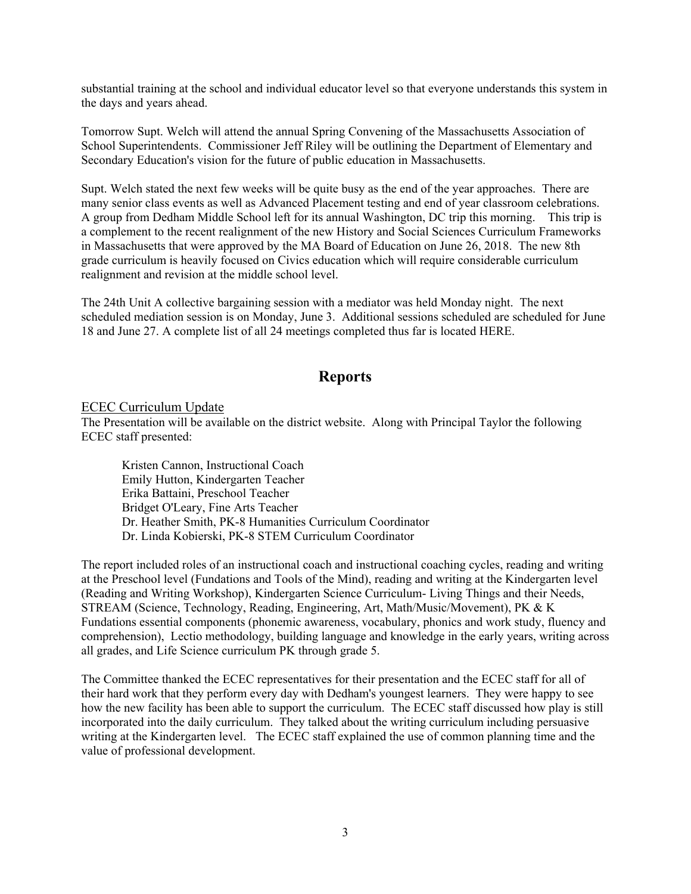substantial training at the school and individual educator level so that everyone understands this system in the days and years ahead.

Tomorrow Supt. Welch will attend the annual Spring Convening of the Massachusetts Association of School Superintendents. Commissioner Jeff Riley will be outlining the Department of Elementary and Secondary Education's vision for the future of public education in Massachusetts.

Supt. Welch stated the next few weeks will be quite busy as the end of the year approaches. There are many senior class events as well as Advanced Placement testing and end of year classroom celebrations. A group from Dedham Middle School left for its annual Washington, DC trip this morning. This trip is a complement to the recent realignment of the new History and Social Sciences Curriculum Frameworks in Massachusetts that were approved by the MA Board of Education on June 26, 2018. The new 8th grade curriculum is heavily focused on Civics education which will require considerable curriculum realignment and revision at the middle school level.

The 24th Unit A collective bargaining session with a mediator was held Monday night. The next scheduled mediation session is on Monday, June 3. Additional sessions scheduled are scheduled for June 18 and June 27. A complete list of all 24 meetings completed thus far is located HERE.

## Reports

ECEC Curriculum Update

The Presentation will be available on the district website. Along with Principal Taylor the following ECEC staff presented:

Kristen Cannon, Instructional Coach  
Emily Hutton, Kindergarten Teacher  
Erika Battaini, Preschool Teacher  
Bridget O'Leary, Fine Arts Teacher  
Dr. Heather Smith, PK-8 Humanities Curriculum Coordinator  
Dr. Linda Kobierski, PK-8 STEM Curriculum Coordinator

The report included roles of an instructional coach and instructional coaching cycles, reading and writing at the Preschool level (Fundations and Tools of the Mind), reading and writing at the Kindergarten level (Reading and Writing Workshop), Kindergarten Science Curriculum- Living Things and their Needs, STREAM (Science, Technology, Reading, Engineering, Art, Math/Music/Movement), PK & K Fundations essential components (phonemic awareness, vocabulary, phonics and work study, fluency and comprehension), Lectio methodology, building language and knowledge in the early years, writing across all grades, and Life Science curriculum PK through grade 5.

The Committee thanked the ECEC representatives for their presentation and the ECEC staff for all of their hard work that they perform every day with Dedham's youngest learners. They were happy to see how the new facility has been able to support the curriculum. The ECEC staff discussed how play is still incorporated into the daily curriculum. They talked about the writing curriculum including persuasive writing at the Kindergarten level. The ECEC staff explained the use of common planning time and the value of professional development.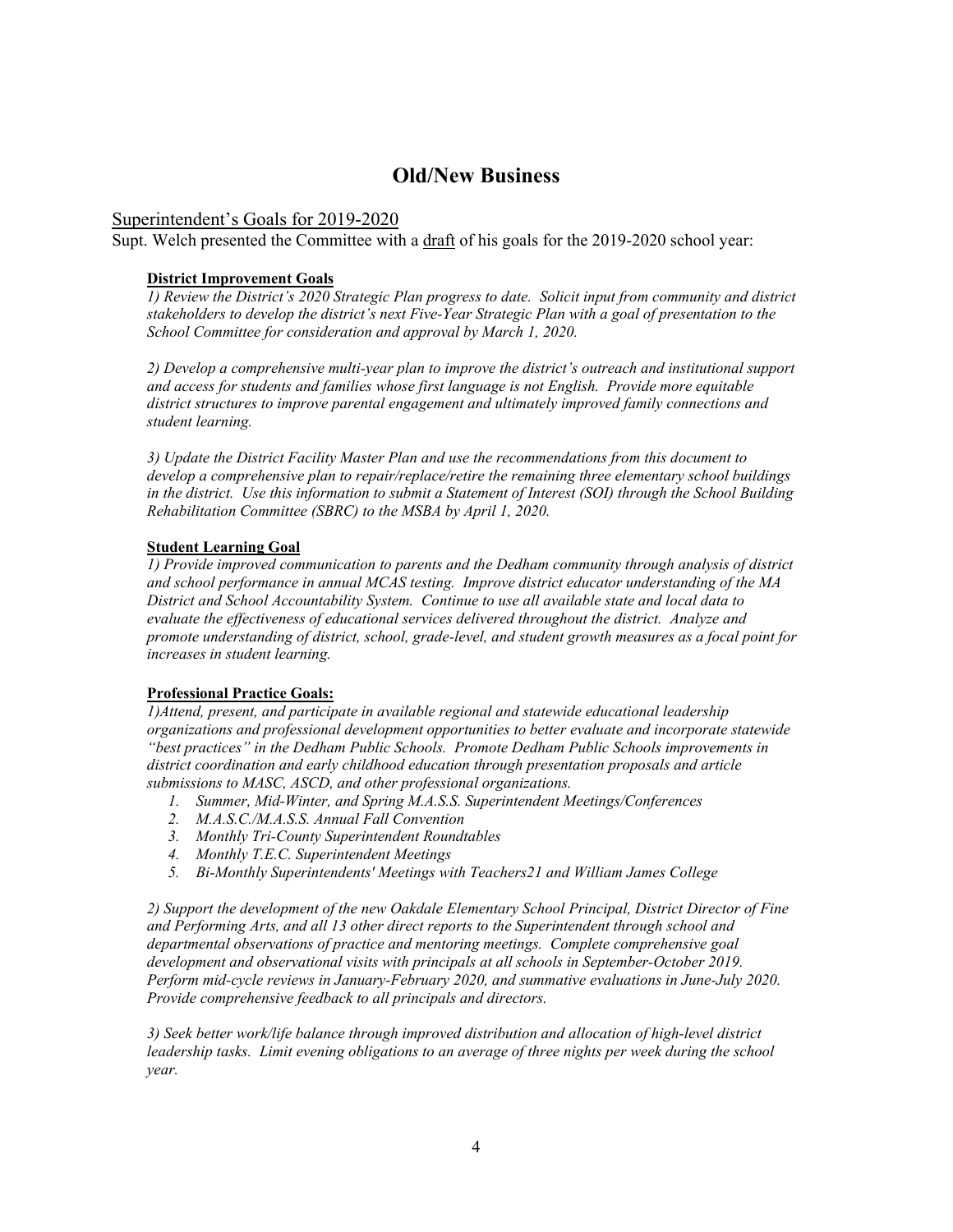# Old/New Business

## Superintendent's Goals for 2019-2020

Supt. Welch presented the Committee with a draft of his goals for the 2019-2020 school year:

**District Improvement Goals**

*1) Review the District's 2020 Strategic Plan progress to date. Solicit input from community and district stakeholders to develop the district's next Five-Year Strategic Plan with a goal of presentation to the School Committee for consideration and approval by March 1, 2020.*

*2) Develop a comprehensive multi-year plan to improve the district's outreach and institutional support and access for students and families whose first language is not English. Provide more equitable district structures to improve parental engagement and ultimately improved family connections and student learning.*

*3) Update the District Facility Master Plan and use the recommendations from this document to develop a comprehensive plan to repair/replace/retire the remaining three elementary school buildings in the district. Use this information to submit a Statement of Interest (SOI) through the School Building Rehabilitation Committee (SBRC) to the MSBA by April 1, 2020.*

**Student Learning Goal**

*1) Provide improved communication to parents and the Dedham community through analysis of district and school performance in annual MCAS testing. Improve district educator understanding of the MA District and School Accountability System. Continue to use all available state and local data to evaluate the effectiveness of educational services delivered throughout the district. Analyze and promote understanding of district, school, grade-level, and student growth measures as a focal point for increases in student learning.*

**Professional Practice Goals:**

*1)Attend, present, and participate in available regional and statewide educational leadership organizations and professional development opportunities to better evaluate and incorporate statewide "best practices" in the Dedham Public Schools. Promote Dedham Public Schools improvements in district coordination and early childhood education through presentation proposals and article submissions to MASC, ASCD, and other professional organizations.*

1. *Summer, Mid-Winter, and Spring M.A.S.S. Superintendent Meetings/Conferences*
2. *M.A.S.C./M.A.S.S. Annual Fall Convention*
3. *Monthly Tri-County Superintendent Roundtables*
4. *Monthly T.E.C. Superintendent Meetings*
5. *Bi-Monthly Superintendents' Meetings with Teachers21 and William James College*

*2) Support the development of the new Oakdale Elementary School Principal, District Director of Fine and Performing Arts, and all 13 other direct reports to the Superintendent through school and departmental observations of practice and mentoring meetings. Complete comprehensive goal development and observational visits with principals at all schools in September-October 2019. Perform mid-cycle reviews in January-February 2020, and summative evaluations in June-July 2020. Provide comprehensive feedback to all principals and directors.*

*3) Seek better work/life balance through improved distribution and allocation of high-level district leadership tasks. Limit evening obligations to an average of three nights per week during the school year.*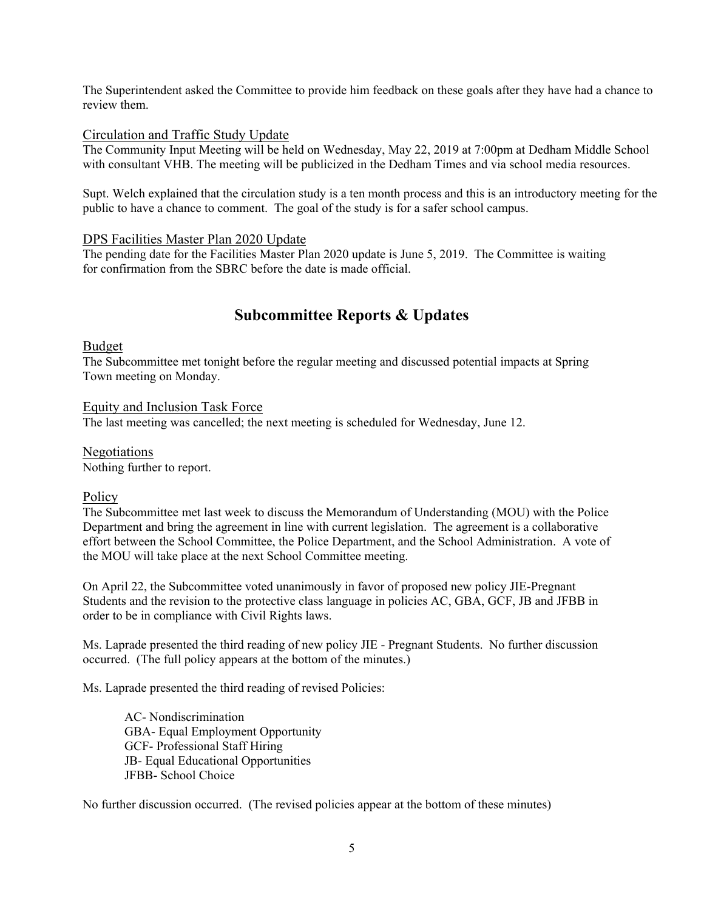The Superintendent asked the Committee to provide him feedback on these goals after they have had a chance to review them.

### Circulation and Traffic Study Update

The Community Input Meeting will be held on Wednesday, May 22, 2019 at 7:00pm at Dedham Middle School with consultant VHB. The meeting will be publicized in the Dedham Times and via school media resources.

Supt. Welch explained that the circulation study is a ten month process and this is an introductory meeting for the public to have a chance to comment. The goal of the study is for a safer school campus.

### DPS Facilities Master Plan 2020 Update

The pending date for the Facilities Master Plan 2020 update is June 5, 2019. The Committee is waiting for confirmation from the SBRC before the date is made official.

## Subcommittee Reports & Updates

### Budget

The Subcommittee met tonight before the regular meeting and discussed potential impacts at Spring Town meeting on Monday.

### Equity and Inclusion Task Force

The last meeting was cancelled; the next meeting is scheduled for Wednesday, June 12.

### Negotiations

Nothing further to report.

### Policy

The Subcommittee met last week to discuss the Memorandum of Understanding (MOU) with the Police Department and bring the agreement in line with current legislation. The agreement is a collaborative effort between the School Committee, the Police Department, and the School Administration. A vote of the MOU will take place at the next School Committee meeting.

On April 22, the Subcommittee voted unanimously in favor of proposed new policy JIE-Pregnant Students and the revision to the protective class language in policies AC, GBA, GCF, JB and JFBB in order to be in compliance with Civil Rights laws.

Ms. Laprade presented the third reading of new policy JIE - Pregnant Students. No further discussion occurred. (The full policy appears at the bottom of the minutes.)

Ms. Laprade presented the third reading of revised Policies:

AC- Nondiscrimination
GBA- Equal Employment Opportunity
GCF- Professional Staff Hiring
JB- Equal Educational Opportunities
JFBB- School Choice

No further discussion occurred. (The revised policies appear at the bottom of these minutes)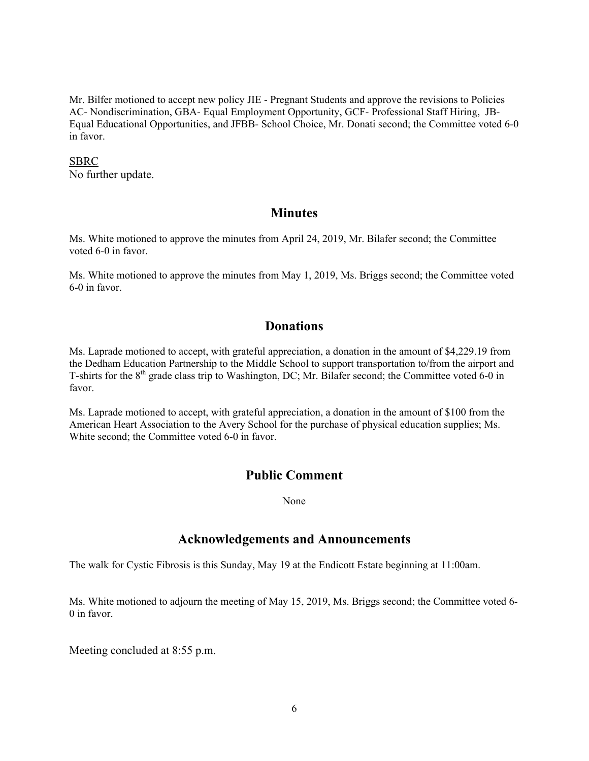Mr. Bilfer motioned to accept new policy JIE - Pregnant Students and approve the revisions to Policies AC- Nondiscrimination, GBA- Equal Employment Opportunity, GCF- Professional Staff Hiring, JB- Equal Educational Opportunities, and JFBB- School Choice, Mr. Donati second; the Committee voted 6-0 in favor.

<u>SBRC</u>

No further update.

## Minutes

Ms. White motioned to approve the minutes from April 24, 2019, Mr. Bilafer second; the Committee voted 6-0 in favor.

Ms. White motioned to approve the minutes from May 1, 2019, Ms. Briggs second; the Committee voted 6-0 in favor.

## Donations

Ms. Laprade motioned to accept, with grateful appreciation, a donation in the amount of $4,229.19 from the Dedham Education Partnership to the Middle School to support transportation to/from the airport and T-shirts for the 8th grade class trip to Washington, DC; Mr. Bilafer second; the Committee voted 6-0 in favor.

Ms. Laprade motioned to accept, with grateful appreciation, a donation in the amount of $100 from the American Heart Association to the Avery School for the purchase of physical education supplies; Ms. White second; the Committee voted 6-0 in favor.

## Public Comment

None

## Acknowledgements and Announcements

The walk for Cystic Fibrosis is this Sunday, May 19 at the Endicott Estate beginning at 11:00am.

Ms. White motioned to adjourn the meeting of May 15, 2019, Ms. Briggs second; the Committee voted 6-0 in favor.

Meeting concluded at 8:55 p.m.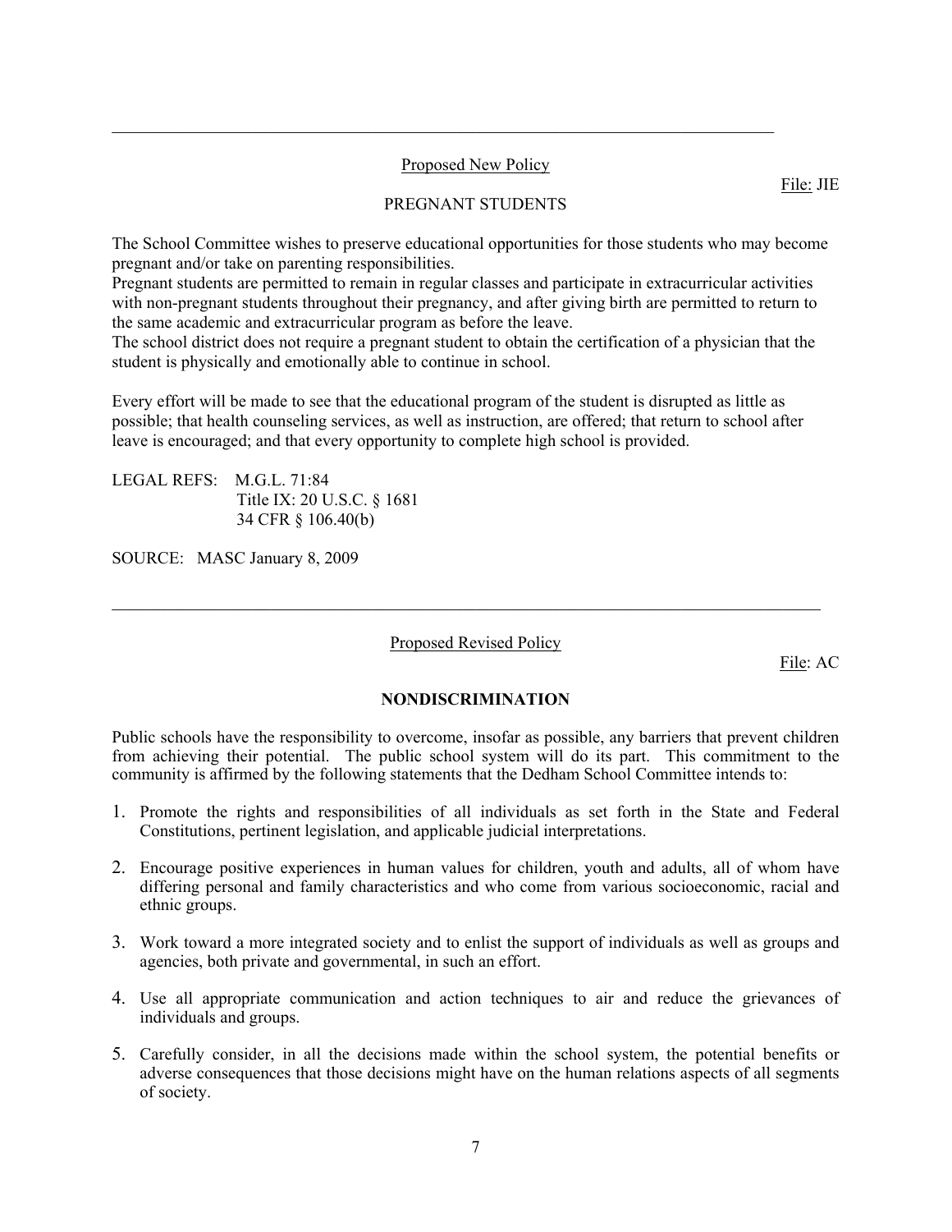---

Proposed New Policy

File: JIE

## PREGNANT STUDENTS

The School Committee wishes to preserve educational opportunities for those students who may become pregnant and/or take on parenting responsibilities.
Pregnant students are permitted to remain in regular classes and participate in extracurricular activities with non-pregnant students throughout their pregnancy, and after giving birth are permitted to return to the same academic and extracurricular program as before the leave.
The school district does not require a pregnant student to obtain the certification of a physician that the student is physically and emotionally able to continue in school.

Every effort will be made to see that the educational program of the student is disrupted as little as possible; that health counseling services, as well as instruction, are offered; that return to school after leave is encouraged; and that every opportunity to complete high school is provided.

LEGAL REFS: M.G.L. 71:84
Title IX: 20 U.S.C. § 1681
34 CFR § 106.40(b)

SOURCE: MASC January 8, 2009

---

Proposed Revised Policy

File: AC

## NONDISCRIMINATION

Public schools have the responsibility to overcome, insofar as possible, any barriers that prevent children from achieving their potential. The public school system will do its part. This commitment to the community is affirmed by the following statements that the Dedham School Committee intends to:

1. Promote the rights and responsibilities of all individuals as set forth in the State and Federal Constitutions, pertinent legislation, and applicable judicial interpretations.

2. Encourage positive experiences in human values for children, youth and adults, all of whom have differing personal and family characteristics and who come from various socioeconomic, racial and ethnic groups.

3. Work toward a more integrated society and to enlist the support of individuals as well as groups and agencies, both private and governmental, in such an effort.

4. Use all appropriate communication and action techniques to air and reduce the grievances of individuals and groups.

5. Carefully consider, in all the decisions made within the school system, the potential benefits or adverse consequences that those decisions might have on the human relations aspects of all segments of society.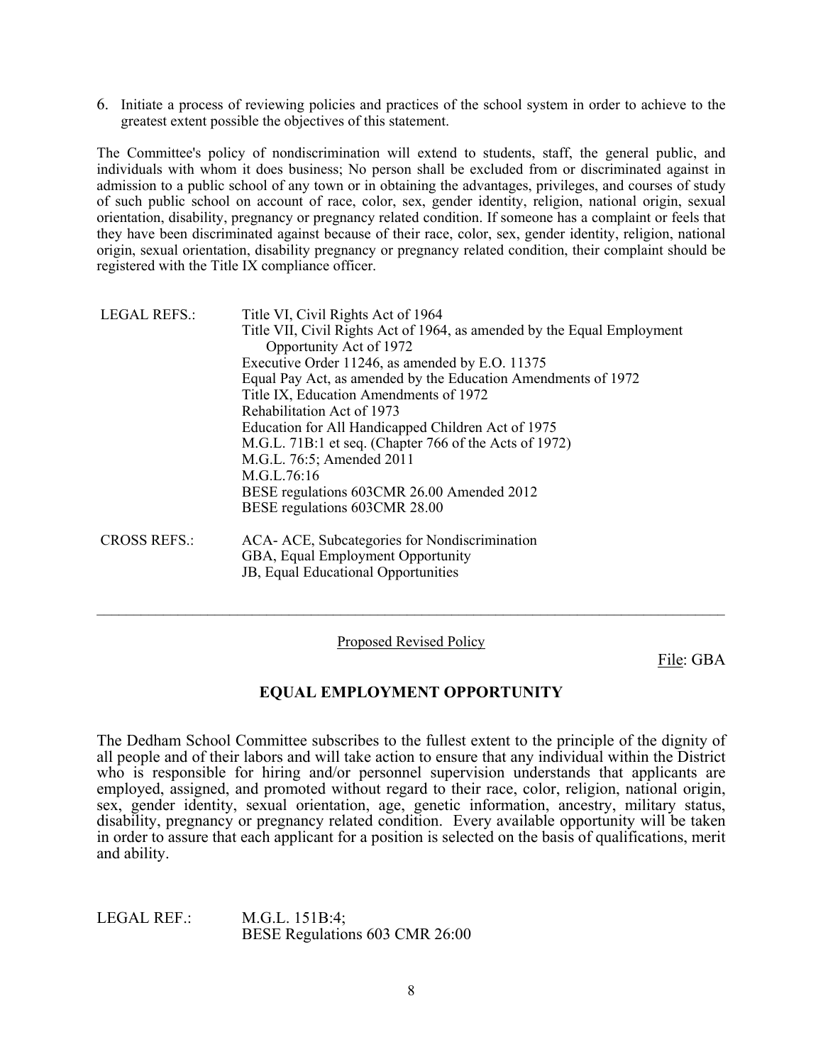6. Initiate a process of reviewing policies and practices of the school system in order to achieve to the greatest extent possible the objectives of this statement.

The Committee's policy of nondiscrimination will extend to students, staff, the general public, and individuals with whom it does business; No person shall be excluded from or discriminated against in admission to a public school of any town or in obtaining the advantages, privileges, and courses of study of such public school on account of race, color, sex, gender identity, religion, national origin, sexual orientation, disability, pregnancy or pregnancy related condition. If someone has a complaint or feels that they have been discriminated against because of their race, color, sex, gender identity, religion, national origin, sexual orientation, disability pregnancy or pregnancy related condition, their complaint should be registered with the Title IX compliance officer.

LEGAL REFS.:
Title VI, Civil Rights Act of 1964
Title VII, Civil Rights Act of 1964, as amended by the Equal Employment Opportunity Act of 1972
Executive Order 11246, as amended by E.O. 11375
Equal Pay Act, as amended by the Education Amendments of 1972
Title IX, Education Amendments of 1972
Rehabilitation Act of 1973
Education for All Handicapped Children Act of 1975
M.G.L. 71B:1 et seq. (Chapter 766 of the Acts of 1972)
M.G.L. 76:5; Amended 2011
M.G.L.76:16
BESE regulations 603CMR 26.00 Amended 2012
BESE regulations 603CMR 28.00

CROSS REFS.:
ACA- ACE, Subcategories for Nondiscrimination
GBA, Equal Employment Opportunity
JB, Equal Educational Opportunities

---

Proposed Revised Policy

File: GBA

## EQUAL EMPLOYMENT OPPORTUNITY

The Dedham School Committee subscribes to the fullest extent to the principle of the dignity of all people and of their labors and will take action to ensure that any individual within the District who is responsible for hiring and/or personnel supervision understands that applicants are employed, assigned, and promoted without regard to their race, color, religion, national origin, sex, gender identity, sexual orientation, age, genetic information, ancestry, military status, disability, pregnancy or pregnancy related condition. Every available opportunity will be taken in order to assure that each applicant for a position is selected on the basis of qualifications, merit and ability.

LEGAL REF.:
M.G.L. 151B:4;
BESE Regulations 603 CMR 26:00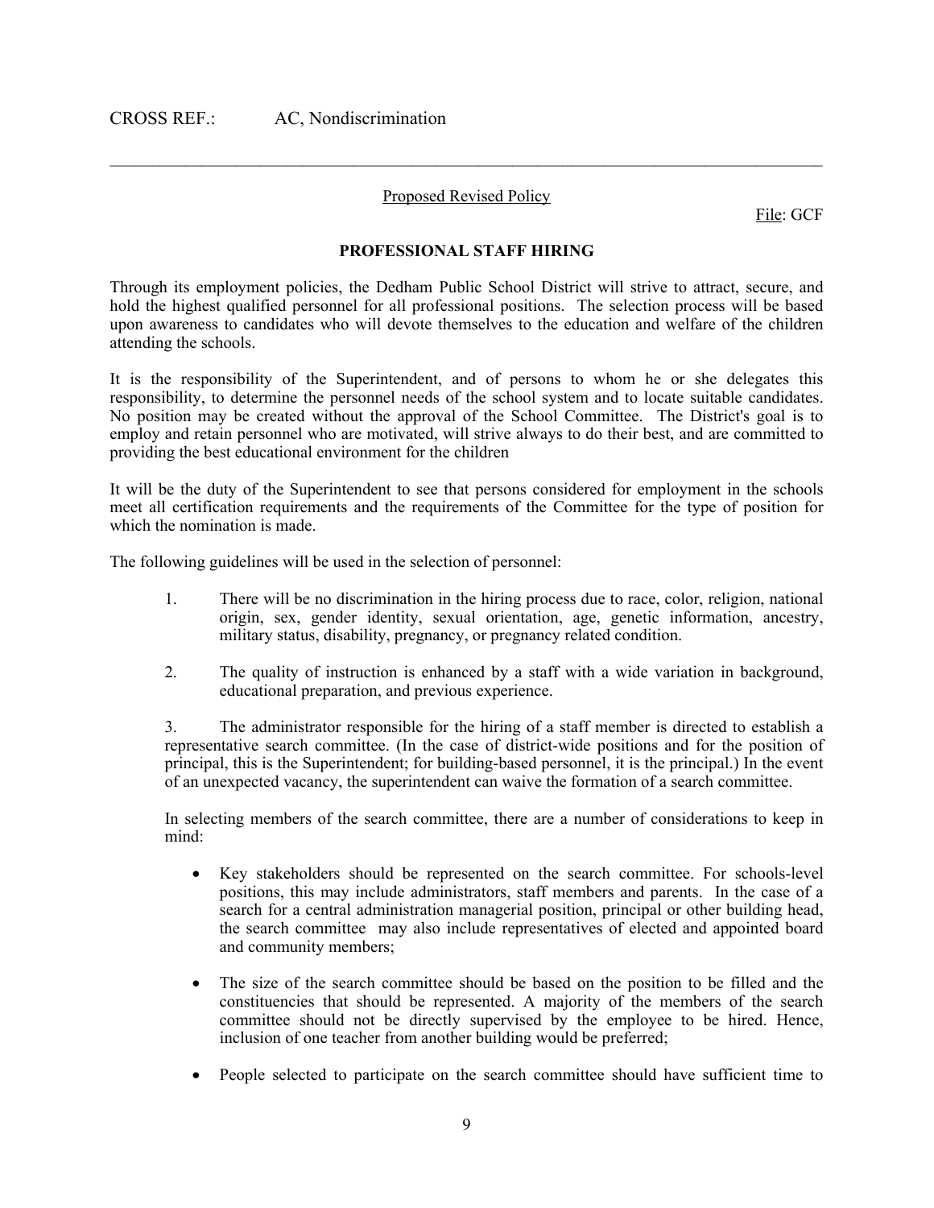CROSS REF.: AC, Nondiscrimination

---

Proposed Revised Policy

File: GCF

## PROFESSIONAL STAFF HIRING

Through its employment policies, the Dedham Public School District will strive to attract, secure, and hold the highest qualified personnel for all professional positions. The selection process will be based upon awareness to candidates who will devote themselves to the education and welfare of the children attending the schools.

It is the responsibility of the Superintendent, and of persons to whom he or she delegates this responsibility, to determine the personnel needs of the school system and to locate suitable candidates. No position may be created without the approval of the School Committee. The District's goal is to employ and retain personnel who are motivated, will strive always to do their best, and are committed to providing the best educational environment for the children

It will be the duty of the Superintendent to see that persons considered for employment in the schools meet all certification requirements and the requirements of the Committee for the type of position for which the nomination is made.

The following guidelines will be used in the selection of personnel:

1. There will be no discrimination in the hiring process due to race, color, religion, national origin, sex, gender identity, sexual orientation, age, genetic information, ancestry, military status, disability, pregnancy, or pregnancy related condition.

2. The quality of instruction is enhanced by a staff with a wide variation in background, educational preparation, and previous experience.

3. The administrator responsible for the hiring of a staff member is directed to establish a representative search committee. (In the case of district-wide positions and for the position of principal, this is the Superintendent; for building-based personnel, it is the principal.) In the event of an unexpected vacancy, the superintendent can waive the formation of a search committee.

   In selecting members of the search committee, there are a number of considerations to keep in mind:

   - Key stakeholders should be represented on the search committee. For schools-level positions, this may include administrators, staff members and parents. In the case of a search for a central administration managerial position, principal or other building head, the search committee may also include representatives of elected and appointed board and community members;

   - The size of the search committee should be based on the position to be filled and the constituencies that should be represented. A majority of the members of the search committee should not be directly supervised by the employee to be hired. Hence, inclusion of one teacher from another building would be preferred;

   - People selected to participate on the search committee should have sufficient time to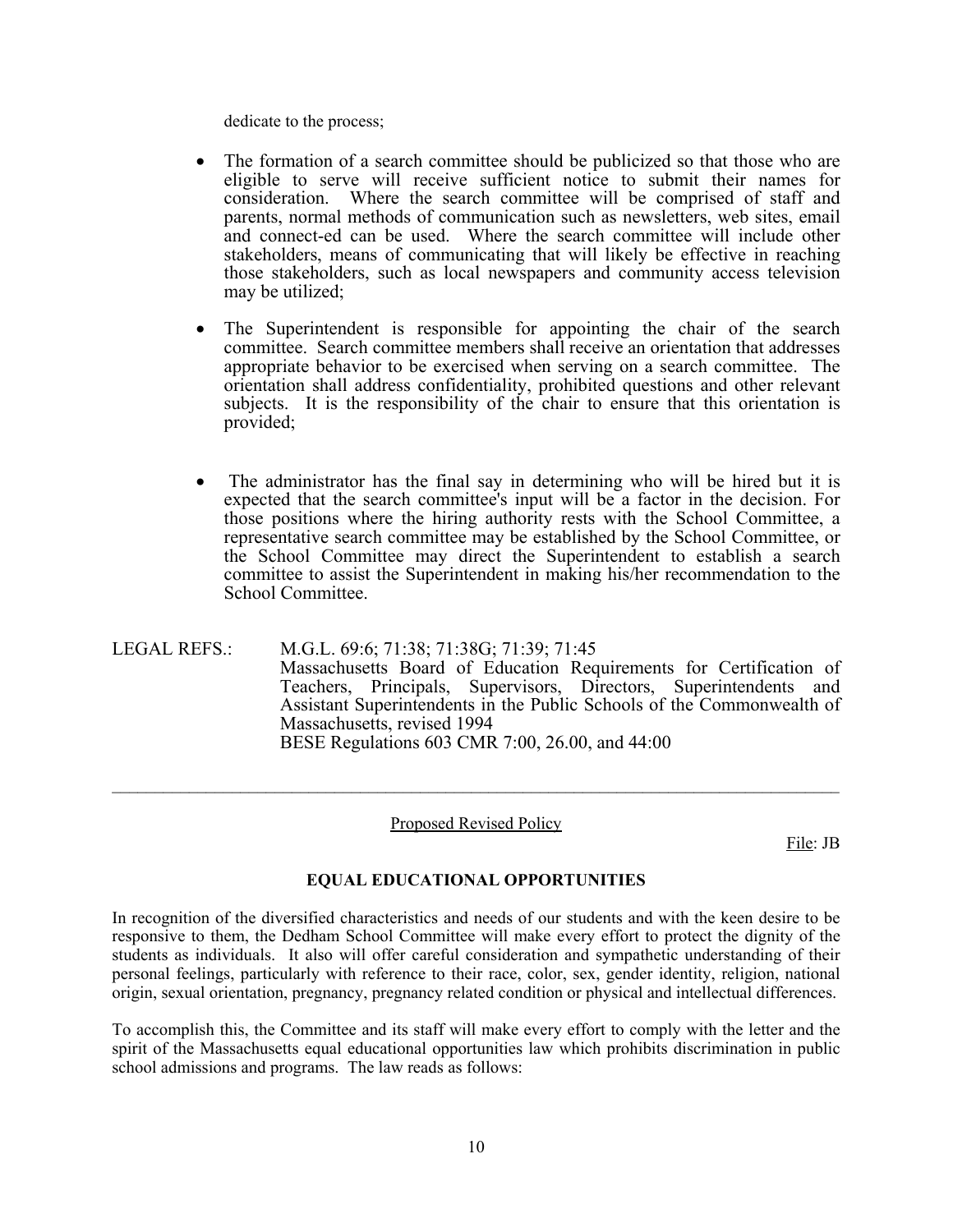dedicate to the process;

- The formation of a search committee should be publicized so that those who are eligible to serve will receive sufficient notice to submit their names for consideration. Where the search committee will be comprised of staff and parents, normal methods of communication such as newsletters, web sites, email and connect-ed can be used. Where the search committee will include other stakeholders, means of communicating that will likely be effective in reaching those stakeholders, such as local newspapers and community access television may be utilized;

- The Superintendent is responsible for appointing the chair of the search committee. Search committee members shall receive an orientation that addresses appropriate behavior to be exercised when serving on a search committee. The orientation shall address confidentiality, prohibited questions and other relevant subjects. It is the responsibility of the chair to ensure that this orientation is provided;

- The administrator has the final say in determining who will be hired but it is expected that the search committee's input will be a factor in the decision. For those positions where the hiring authority rests with the School Committee, a representative search committee may be established by the School Committee, or the School Committee may direct the Superintendent to establish a search committee to assist the Superintendent in making his/her recommendation to the School Committee.

LEGAL REFS.: M.G.L. 69:6; 71:38; 71:38G; 71:39; 71:45
Massachusetts Board of Education Requirements for Certification of Teachers, Principals, Supervisors, Directors, Superintendents and Assistant Superintendents in the Public Schools of the Commonwealth of Massachusetts, revised 1994
BESE Regulations 603 CMR 7:00, 26.00, and 44:00

---

Proposed Revised Policy

File: JB

**EQUAL EDUCATIONAL OPPORTUNITIES**

In recognition of the diversified characteristics and needs of our students and with the keen desire to be responsive to them, the Dedham School Committee will make every effort to protect the dignity of the students as individuals. It also will offer careful consideration and sympathetic understanding of their personal feelings, particularly with reference to their race, color, sex, gender identity, religion, national origin, sexual orientation, pregnancy, pregnancy related condition or physical and intellectual differences.

To accomplish this, the Committee and its staff will make every effort to comply with the letter and the spirit of the Massachusetts equal educational opportunities law which prohibits discrimination in public school admissions and programs. The law reads as follows: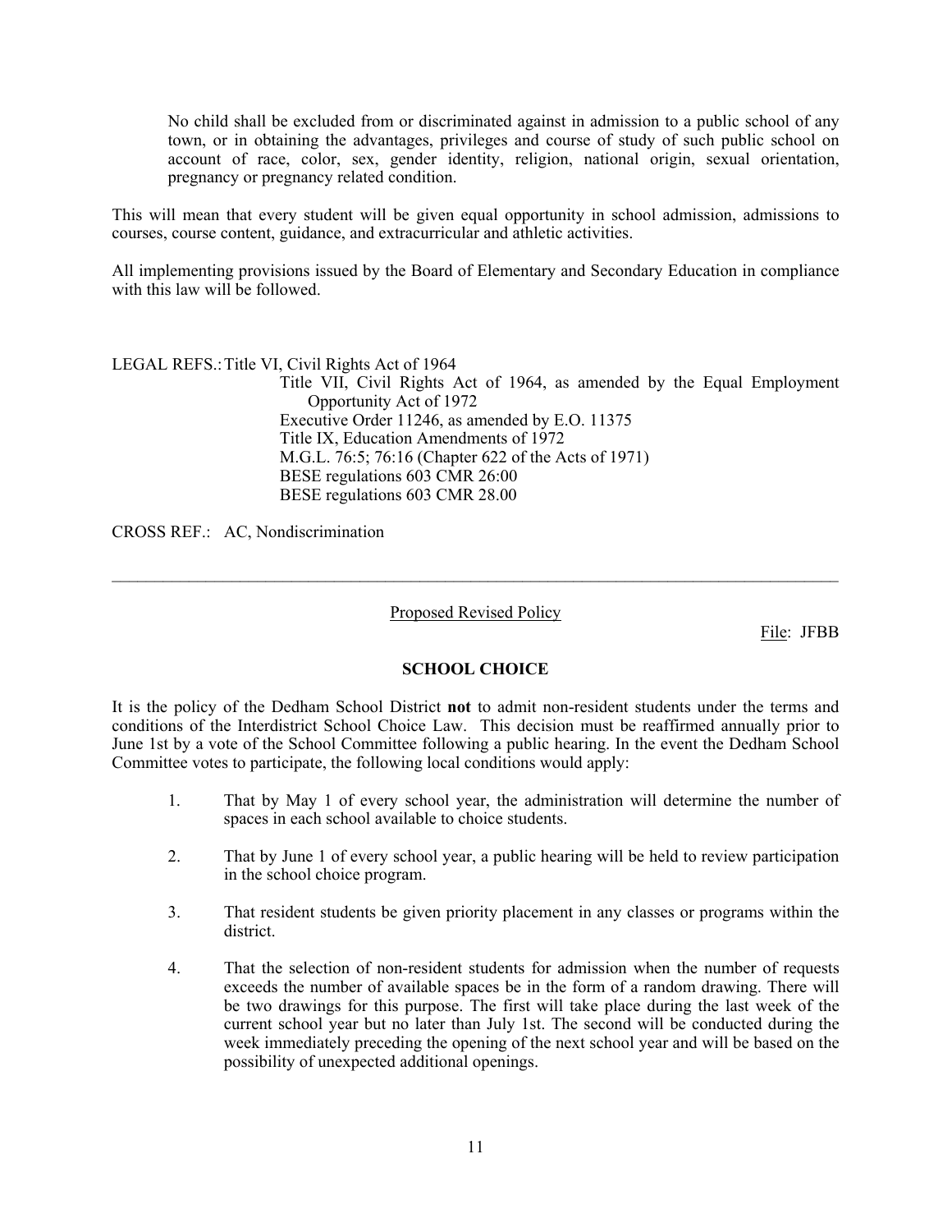> No child shall be excluded from or discriminated against in admission to a public school of any town, or in obtaining the advantages, privileges and course of study of such public school on account of race, color, sex, gender identity, religion, national origin, sexual orientation, pregnancy or pregnancy related condition.

This will mean that every student will be given equal opportunity in school admission, admissions to courses, course content, guidance, and extracurricular and athletic activities.

All implementing provisions issued by the Board of Elementary and Secondary Education in compliance with this law will be followed.

LEGAL REFS.: Title VI, Civil Rights Act of 1964
Title VII, Civil Rights Act of 1964, as amended by the Equal Employment Opportunity Act of 1972
Executive Order 11246, as amended by E.O. 11375
Title IX, Education Amendments of 1972
M.G.L. 76:5; 76:16 (Chapter 622 of the Acts of 1971)
BESE regulations 603 CMR 26:00
BESE regulations 603 CMR 28.00

CROSS REF.: AC, Nondiscrimination

---

Proposed Revised Policy

File: JFBB

## SCHOOL CHOICE

It is the policy of the Dedham School District **not** to admit non-resident students under the terms and conditions of the Interdistrict School Choice Law. This decision must be reaffirmed annually prior to June 1st by a vote of the School Committee following a public hearing. In the event the Dedham School Committee votes to participate, the following local conditions would apply:

1. That by May 1 of every school year, the administration will determine the number of spaces in each school available to choice students.
2. That by June 1 of every school year, a public hearing will be held to review participation in the school choice program.
3. That resident students be given priority placement in any classes or programs within the district.
4. That the selection of non-resident students for admission when the number of requests exceeds the number of available spaces be in the form of a random drawing. There will be two drawings for this purpose. The first will take place during the last week of the current school year but no later than July 1st. The second will be conducted during the week immediately preceding the opening of the next school year and will be based on the possibility of unexpected additional openings.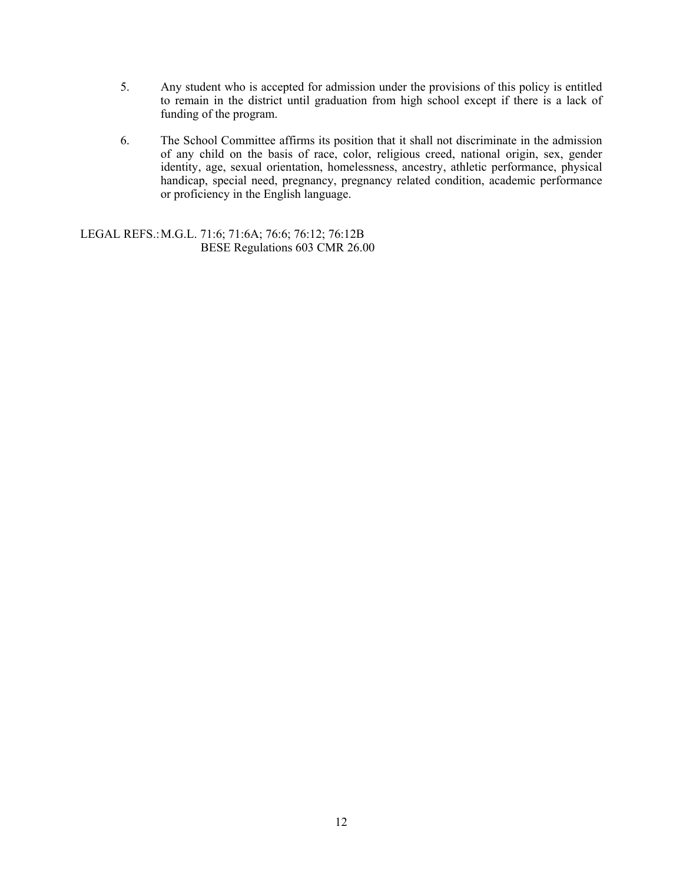5. Any student who is accepted for admission under the provisions of this policy is entitled to remain in the district until graduation from high school except if there is a lack of funding of the program.

6. The School Committee affirms its position that it shall not discriminate in the admission of any child on the basis of race, color, religious creed, national origin, sex, gender identity, age, sexual orientation, homelessness, ancestry, athletic performance, physical handicap, special need, pregnancy, pregnancy related condition, academic performance or proficiency in the English language.

LEGAL REFS.: M.G.L. 71:6; 71:6A; 76:6; 76:12; 76:12B
BESE Regulations 603 CMR 26.00